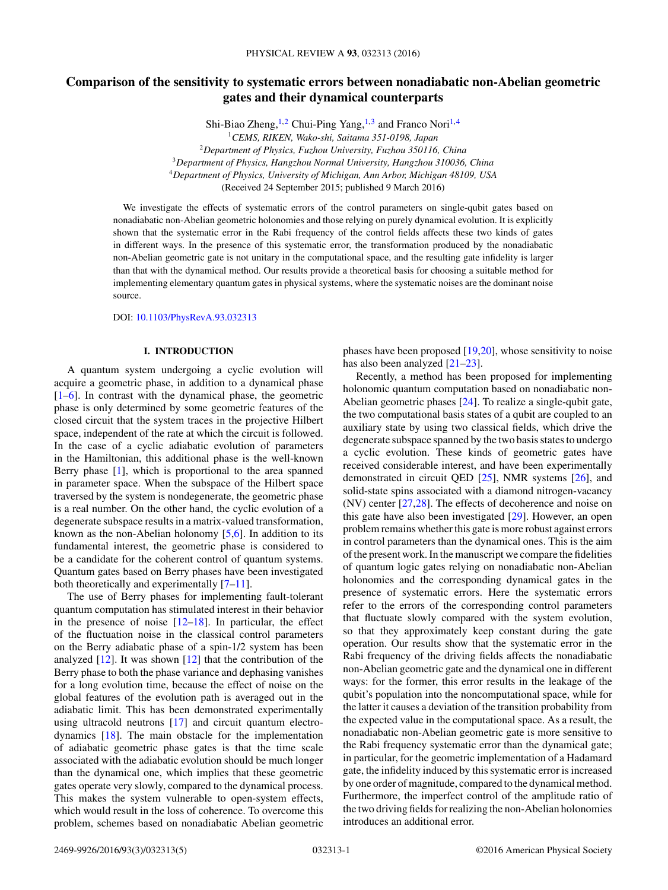# Comparison of the sensitivity to systematic errors between nonadiabatic non-Abelian geometric gates and their dynamical counterparts

Shi-Biao Zheng,[1,2] Chui-Ping Yang,[1,3] and Franco Nori[1,4]

[1]*CEMS, RIKEN, Wako-shi, Saitama 351-0198, Japan*
[2]*Department of Physics, Fuzhou University, Fuzhou 350116, China*
[3]*Department of Physics, Hangzhou Normal University, Hangzhou 310036, China*
[4]*Department of Physics, University of Michigan, Ann Arbor, Michigan 48109, USA*

(Received 24 September 2015; published 9 March 2016)

We investigate the effects of systematic errors of the control parameters on single-qubit gates based on nonadiabatic non-Abelian geometric holonomies and those relying on purely dynamical evolution. It is explicitly shown that the systematic error in the Rabi frequency of the control fields affects these two kinds of gates in different ways. In the presence of this systematic error, the transformation produced by the nonadiabatic non-Abelian geometric gate is not unitary in the computational space, and the resulting gate infidelity is larger than that with the dynamical method. Our results provide a theoretical basis for choosing a suitable method for implementing elementary quantum gates in physical systems, where the systematic noises are the dominant noise source.

DOI: 10.1103/PhysRevA.93.032313

## I. INTRODUCTION

A quantum system undergoing a cyclic evolution will acquire a geometric phase, in addition to a dynamical phase [1–6]. In contrast with the dynamical phase, the geometric phase is only determined by some geometric features of the closed circuit that the system traces in the projective Hilbert space, independent of the rate at which the circuit is followed. In the case of a cyclic adiabatic evolution of parameters in the Hamiltonian, this additional phase is the well-known Berry phase [1], which is proportional to the area spanned in parameter space. When the subspace of the Hilbert space traversed by the system is nondegenerate, the geometric phase is a real number. On the other hand, the cyclic evolution of a degenerate subspace results in a matrix-valued transformation, known as the non-Abelian holonomy [5,6]. In addition to its fundamental interest, the geometric phase is considered to be a candidate for the coherent control of quantum systems. Quantum gates based on Berry phases have been investigated both theoretically and experimentally [7–11].

The use of Berry phases for implementing fault-tolerant quantum computation has stimulated interest in their behavior in the presence of noise [12–18]. In particular, the effect of the fluctuation noise in the classical control parameters on the Berry adiabatic phase of a spin-1/2 system has been analyzed [12]. It was shown [12] that the contribution of the Berry phase to both the phase variance and dephasing vanishes for a long evolution time, because the effect of noise on the global features of the evolution path is averaged out in the adiabatic limit. This has been demonstrated experimentally using ultracold neutrons [17] and circuit quantum electrodynamics [18]. The main obstacle for the implementation of adiabatic geometric phase gates is that the time scale associated with the adiabatic evolution should be much longer than the dynamical one, which implies that these geometric gates operate very slowly, compared to the dynamical process. This makes the system vulnerable to open-system effects, which would result in the loss of coherence. To overcome this problem, schemes based on nonadiabatic Abelian geometric phases have been proposed [19,20], whose sensitivity to noise has also been analyzed [21–23].

Recently, a method has been proposed for implementing holonomic quantum computation based on nonadiabatic non-Abelian geometric phases [24]. To realize a single-qubit gate, the two computational basis states of a qubit are coupled to an auxiliary state by using two classical fields, which drive the degenerate subspace spanned by the two basis states to undergo a cyclic evolution. These kinds of geometric gates have received considerable interest, and have been experimentally demonstrated in circuit QED [25], NMR systems [26], and solid-state spins associated with a diamond nitrogen-vacancy (NV) center [27,28]. The effects of decoherence and noise on this gate have also been investigated [29]. However, an open problem remains whether this gate is more robust against errors in control parameters than the dynamical ones. This is the aim of the present work. In the manuscript we compare the fidelities of quantum logic gates relying on nonadiabatic non-Abelian holonomies and the corresponding dynamical gates in the presence of systematic errors. Here the systematic errors refer to the errors of the corresponding control parameters that fluctuate slowly compared with the system evolution, so that they approximately keep constant during the gate operation. Our results show that the systematic error in the Rabi frequency of the driving fields affects the nonadiabatic non-Abelian geometric gate and the dynamical one in different ways: for the former, this error results in the leakage of the qubit's population into the noncomputational space, while for the latter it causes a deviation of the transition probability from the expected value in the computational space. As a result, the nonadiabatic non-Abelian geometric gate is more sensitive to the Rabi frequency systematic error than the dynamical gate; in particular, for the geometric implementation of a Hadamard gate, the infidelity induced by this systematic error is increased by one order of magnitude, compared to the dynamical method. Furthermore, the imperfect control of the amplitude ratio of the two driving fields for realizing the non-Abelian holonomies introduces an additional error.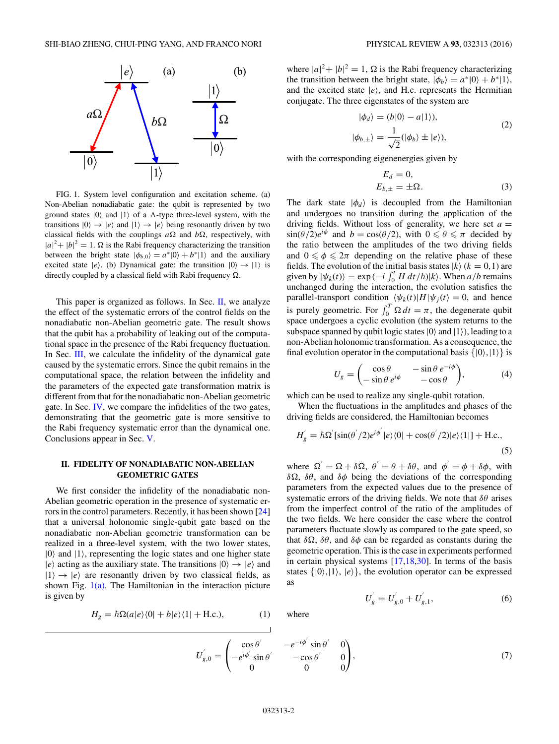FIG. 1. System level configuration and excitation scheme. (a) Non-Abelian nonadiabatic gate: the qubit is represented by two ground states $|0\rangle$ and $|1\rangle$ of a $\Lambda$-type three-level system, with the transitions $|0\rangle \to |e\rangle$ and $|1\rangle \to |e\rangle$ being resonantly driven by two classical fields with the couplings $a\Omega$ and $b\Omega$, respectively, with $|a|^2 + |b|^2 = 1$. $\Omega$ is the Rabi frequency characterizing the transition between the bright state $|\phi_{b,0}\rangle = a^*|0\rangle + b^*|1\rangle$ and the excited state $|e\rangle$. (b) Dynamical gate: the transition $|0\rangle \to |1\rangle$ is directly coupled by a classical field with Rabi frequency $\Omega$.

This paper is organized as follows. In Sec. II, we analyze the effect of the systematic errors of the control fields on the nonadiabatic non-Abelian geometric gate. The result shows that the qubit has a probability of leaking out of the computational space in the presence of the Rabi frequency fluctuation. In Sec. III, we calculate the infidelity of the dynamical gate caused by the systematic errors. Since the qubit remains in the computational space, the relation between the infidelity and the parameters of the expected gate transformation matrix is different from that for the nonadiabatic non-Abelian geometric gate. In Sec. IV, we compare the infidelities of the two gates, demonstrating that the geometric gate is more sensitive to the Rabi frequency systematic error than the dynamical one. Conclusions appear in Sec. V.

## II. FIDELITY OF NONADIABATIC NON-ABELIAN GEOMETRIC GATES

We first consider the infidelity of the nonadiabatic non-Abelian geometric operation in the presence of systematic errors in the control parameters. Recently, it has been shown [24] that a universal holonomic single-qubit gate based on the nonadiabatic non-Abelian geometric transformation can be realized in a three-level system, with the two lower states, $|0\rangle$ and $|1\rangle$, representing the logic states and one higher state $|e\rangle$ acting as the auxiliary state. The transitions $|0\rangle \to |e\rangle$ and $|1\rangle \to |e\rangle$ are resonantly driven by two classical fields, as shown Fig. 1(a). The Hamiltonian in the interaction picture is given by

$$H_g = \hbar\Omega(a|e\rangle\langle 0| + b|e\rangle\langle 1| + \text{H.c.}), \tag{1}$$

where $|a|^2 + |b|^2 = 1$, $\Omega$ is the Rabi frequency characterizing the transition between the bright state, $|\phi_b\rangle = a^*|0\rangle + b^*|1\rangle$, and the excited state $|e\rangle$, and H.c. represents the Hermitian conjugate. The three eigenstates of the system are

$$\begin{aligned} |\phi_d\rangle &= (b|0\rangle - a|1\rangle), \\ |\phi_{b,\pm}\rangle &= \frac{1}{\sqrt{2}}(|\phi_b\rangle \pm |e\rangle), \end{aligned} \tag{2}$$

with the corresponding eigenenergies given by

$$\begin{aligned} E_d &= 0, \\ E_{b,\pm} &= \pm\Omega. \end{aligned} \tag{3}$$

The dark state $|\phi_d\rangle$ is decoupled from the Hamiltonian and undergoes no transition during the application of the driving fields. Without loss of generality, we here set $a = \sin(\theta/2)e^{i\phi}$ and $b = \cos(\theta/2)$, with $0 \leqslant \theta \leqslant \pi$ decided by the ratio between the amplitudes of the two driving fields and $0 \leqslant \phi \leqslant 2\pi$ depending on the relative phase of these fields. The evolution of the initial basis states $|k\rangle$ ($k = 0,1$) are given by $|\psi_k(t)\rangle = \exp(-i\int_0^t H\,dt/\hbar)|k\rangle$. When $a/b$ remains unchanged during the interaction, the evolution satisfies the parallel-transport condition $\langle\psi_k(t)|H|\psi_j(t)\rangle = 0$, and hence is purely geometric. For $\int_0^T \Omega\,dt = \pi$, the degenerate qubit space undergoes a cyclic evolution (the system returns to the subspace spanned by qubit logic states $|0\rangle$ and $|1\rangle$), leading to a non-Abelian holonomic transformation. As a consequence, the final evolution operator in the computational basis $\{|0\rangle,|1\rangle\}$ is

$$U_g = \begin{pmatrix} \cos\theta & -\sin\theta\, e^{-i\phi} \\ -\sin\theta\, e^{i\phi} & -\cos\theta \end{pmatrix}, \tag{4}$$

which can be used to realize any single-qubit rotation.

When the fluctuations in the amplitudes and phases of the driving fields are considered, the Hamiltonian becomes

$$H_g^{'} = \hbar\Omega^{'}[\sin(\theta^{'}/2)e^{i\phi^{'}}|e\rangle\langle 0| + \cos(\theta^{'}/2)|e\rangle\langle 1|] + \text{H.c.}, \tag{5}$$

where $\Omega^{'} = \Omega + \delta\Omega$, $\theta^{'} = \theta + \delta\theta$, and $\phi^{'} = \phi + \delta\phi$, with $\delta\Omega$, $\delta\theta$, and $\delta\phi$ being the deviations of the corresponding parameters from the expected values due to the presence of systematic errors of the driving fields. We note that $\delta\theta$ arises from the imperfect control of the ratio of the amplitudes of the two fields. We here consider the case where the control parameters fluctuate slowly as compared to the gate speed, so that $\delta\Omega$, $\delta\theta$, and $\delta\phi$ can be regarded as constants during the geometric operation. This is the case in experiments performed in certain physical systems [17,18,30]. In terms of the basis states $\{|0\rangle,|1\rangle,|e\rangle\}$, the evolution operator can be expressed as

$$U_g^{'} = U_{g,0}^{'} + U_{g,1}^{'}, \tag{6}$$

where

$$U_{g,0}^{'} = \begin{pmatrix} \cos\theta^{'} & -e^{-i\phi^{'}}\sin\theta^{'} & 0 \\ -e^{i\phi^{'}}\sin\theta^{'} & -\cos\theta^{'} & 0 \\ 0 & 0 & 0 \end{pmatrix}, \tag{7}$$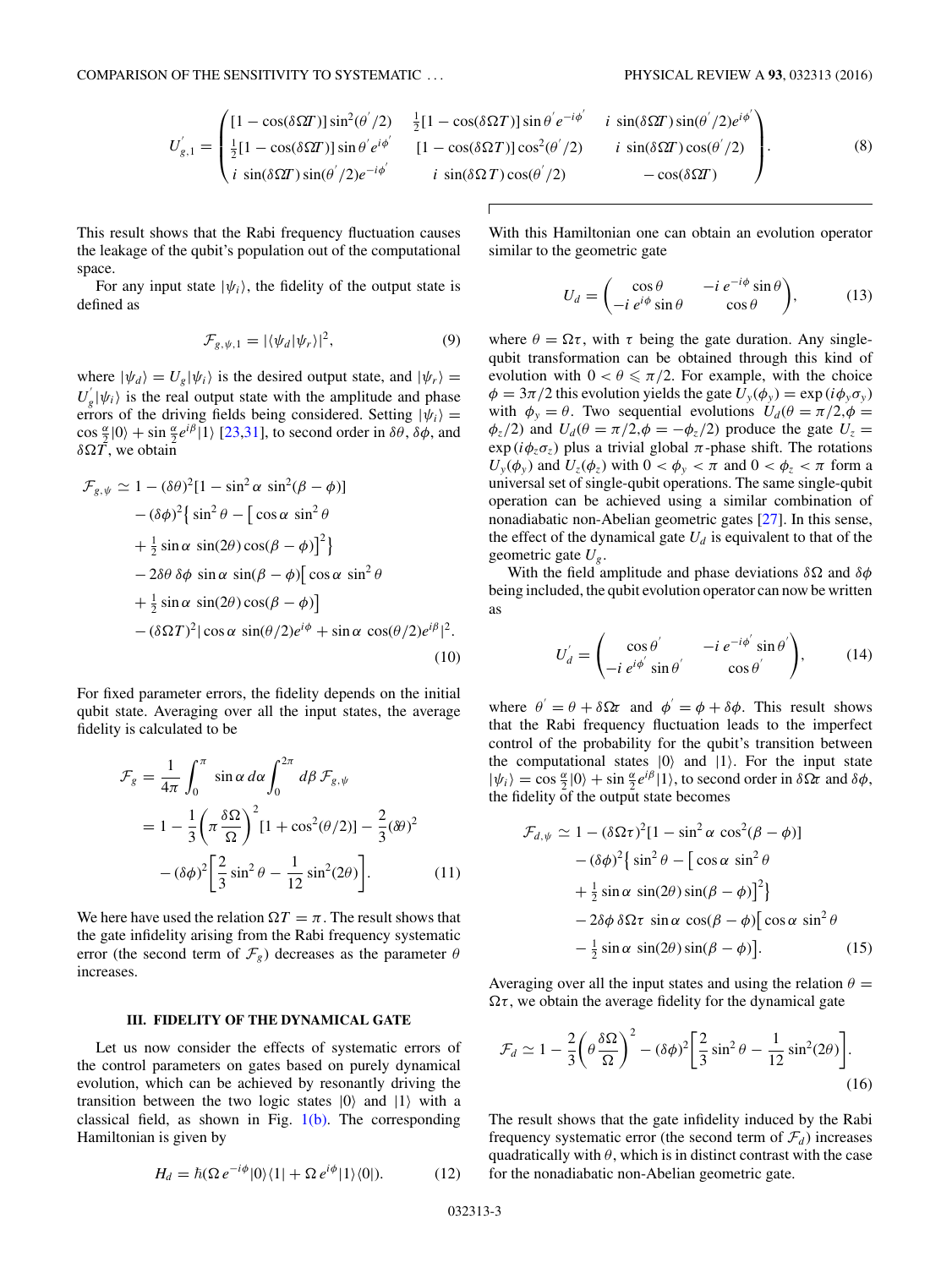$$
U'_{g,1} = \begin{pmatrix} [1-\cos(\delta\Omega T)]\sin^2(\theta'/2) & \frac{1}{2}[1-\cos(\delta\Omega T)]\sin\theta' e^{-i\phi'} & i\,\sin(\delta\Omega T)\sin(\theta'/2)e^{i\phi'} \\ \frac{1}{2}[1-\cos(\delta\Omega T)]\sin\theta' e^{i\phi'} & [1-\cos(\delta\Omega T)]\cos^2(\theta'/2) & i\,\sin(\delta\Omega T)\cos(\theta'/2) \\ i\,\sin(\delta\Omega T)\sin(\theta'/2)e^{-i\phi'} & i\,\sin(\delta\Omega T)\cos(\theta'/2) & -\cos(\delta\Omega T) \end{pmatrix}. \tag{8}
$$

This result shows that the Rabi frequency fluctuation causes the leakage of the qubit's population out of the computational space.

For any input state $|\psi_i\rangle$, the fidelity of the output state is defined as

$$
\mathcal{F}_{g,\psi,1} = |\langle\psi_d|\psi_r\rangle|^2, \tag{9}
$$

where $|\psi_d\rangle = U_g|\psi_i\rangle$ is the desired output state, and $|\psi_r\rangle = U'_g|\psi_i\rangle$ is the real output state with the amplitude and phase errors of the driving fields being considered. Setting $|\psi_i\rangle = \cos\frac{\alpha}{2}|0\rangle + \sin\frac{\alpha}{2}e^{i\beta}|1\rangle$ [23,31], to second order in $\delta\theta$, $\delta\phi$, and $\delta\Omega T$, we obtain

$$
\begin{aligned}
\mathcal{F}_{g,\psi} \simeq{}& 1 - (\delta\theta)^2[1 - \sin^2\alpha\,\sin^2(\beta-\phi)] \\
&- (\delta\phi)^2\big\{\sin^2\theta - \big[\cos\alpha\,\sin^2\theta \\
&+ \tfrac{1}{2}\sin\alpha\,\sin(2\theta)\cos(\beta-\phi)\big]^2\big\} \\
&- 2\delta\theta\,\delta\phi\,\sin\alpha\,\sin(\beta-\phi)\big[\cos\alpha\,\sin^2\theta \\
&+ \tfrac{1}{2}\sin\alpha\,\sin(2\theta)\cos(\beta-\phi)\big] \\
&- (\delta\Omega T)^2|\cos\alpha\,\sin(\theta/2)e^{i\phi} + \sin\alpha\,\cos(\theta/2)e^{i\beta}|^2.
\end{aligned} \tag{10}
$$

For fixed parameter errors, the fidelity depends on the initial qubit state. Averaging over all the input states, the average fidelity is calculated to be

$$
\begin{aligned}
\mathcal{F}_g &= \frac{1}{4\pi}\int_0^{\pi}\sin\alpha\,d\alpha\int_0^{2\pi}d\beta\,\mathcal{F}_{g,\psi} \\
&= 1 - \frac{1}{3}\left(\pi\frac{\delta\Omega}{\Omega}\right)^2[1+\cos^2(\theta/2)] - \frac{2}{3}(\delta\theta)^2 \\
&\quad - (\delta\phi)^2\left[\frac{2}{3}\sin^2\theta - \frac{1}{12}\sin^2(2\theta)\right].
\end{aligned} \tag{11}
$$

We here have used the relation $\Omega T = \pi$. The result shows that the gate infidelity arising from the Rabi frequency systematic error (the second term of $\mathcal{F}_g$) decreases as the parameter $\theta$ increases.

### III. FIDELITY OF THE DYNAMICAL GATE

Let us now consider the effects of systematic errors of the control parameters on gates based on purely dynamical evolution, which can be achieved by resonantly driving the transition between the two logic states $|0\rangle$ and $|1\rangle$ with a classical field, as shown in Fig. 1(b). The corresponding Hamiltonian is given by

$$
H_d = \hbar(\Omega\,e^{-i\phi}|0\rangle\langle 1| + \Omega\,e^{i\phi}|1\rangle\langle 0|). \tag{12}
$$

With this Hamiltonian one can obtain an evolution operator similar to the geometric gate

$$
U_d = \begin{pmatrix} \cos\theta & -i\,e^{-i\phi}\sin\theta \\ -i\,e^{i\phi}\sin\theta & \cos\theta \end{pmatrix}, \tag{13}
$$

where $\theta = \Omega\tau$, with $\tau$ being the gate duration. Any single-qubit transformation can be obtained through this kind of evolution with $0 < \theta \leqslant \pi/2$. For example, with the choice $\phi = 3\pi/2$ this evolution yields the gate $U_y(\phi_y) = \exp(i\phi_y\sigma_y)$ with $\phi_y = \theta$. Two sequential evolutions $U_d(\theta = \pi/2, \phi = \phi_z/2)$ and $U_d(\theta = \pi/2, \phi = -\phi_z/2)$ produce the gate $U_z = \exp(i\phi_z\sigma_z)$ plus a trivial global $\pi$-phase shift. The rotations $U_y(\phi_y)$ and $U_z(\phi_z)$ with $0 < \phi_y < \pi$ and $0 < \phi_z < \pi$ form a universal set of single-qubit operations. The same single-qubit operation can be achieved using a similar combination of nonadiabatic non-Abelian geometric gates [27]. In this sense, the effect of the dynamical gate $U_d$ is equivalent to that of the geometric gate $U_g$.

With the field amplitude and phase deviations $\delta\Omega$ and $\delta\phi$ being included, the qubit evolution operator can now be written as

$$
U'_d = \begin{pmatrix} \cos\theta' & -i\,e^{-i\phi'}\sin\theta' \\ -i\,e^{i\phi'}\sin\theta' & \cos\theta' \end{pmatrix}, \tag{14}
$$

where $\theta' = \theta + \delta\Omega\tau$ and $\phi' = \phi + \delta\phi$. This result shows that the Rabi frequency fluctuation leads to the imperfect control of the probability for the qubit's transition between the computational states $|0\rangle$ and $|1\rangle$. For the input state $|\psi_i\rangle = \cos\frac{\alpha}{2}|0\rangle + \sin\frac{\alpha}{2}e^{i\beta}|1\rangle$, to second order in $\delta\Omega\tau$ and $\delta\phi$, the fidelity of the output state becomes

$$
\begin{aligned}
\mathcal{F}_{d,\psi} \simeq{}& 1 - (\delta\Omega\tau)^2[1 - \sin^2\alpha\,\cos^2(\beta-\phi)] \\
&- (\delta\phi)^2\big\{\sin^2\theta - \big[\cos\alpha\,\sin^2\theta \\
&+ \tfrac{1}{2}\sin\alpha\,\sin(2\theta)\sin(\beta-\phi)\big]^2\big\} \\
&- 2\delta\phi\,\delta\Omega\tau\,\sin\alpha\,\cos(\beta-\phi)\big[\cos\alpha\,\sin^2\theta \\
&- \tfrac{1}{2}\sin\alpha\,\sin(2\theta)\sin(\beta-\phi)\big].
\end{aligned} \tag{15}
$$

Averaging over all the input states and using the relation $\theta = \Omega\tau$, we obtain the average fidelity for the dynamical gate

$$
\mathcal{F}_d \simeq 1 - \frac{2}{3}\left(\theta\frac{\delta\Omega}{\Omega}\right)^2 - (\delta\phi)^2\left[\frac{2}{3}\sin^2\theta - \frac{1}{12}\sin^2(2\theta)\right]. \tag{16}
$$

The result shows that the gate infidelity induced by the Rabi frequency systematic error (the second term of $\mathcal{F}_d$) increases quadratically with $\theta$, which is in distinct contrast with the case for the nonadiabatic non-Abelian geometric gate.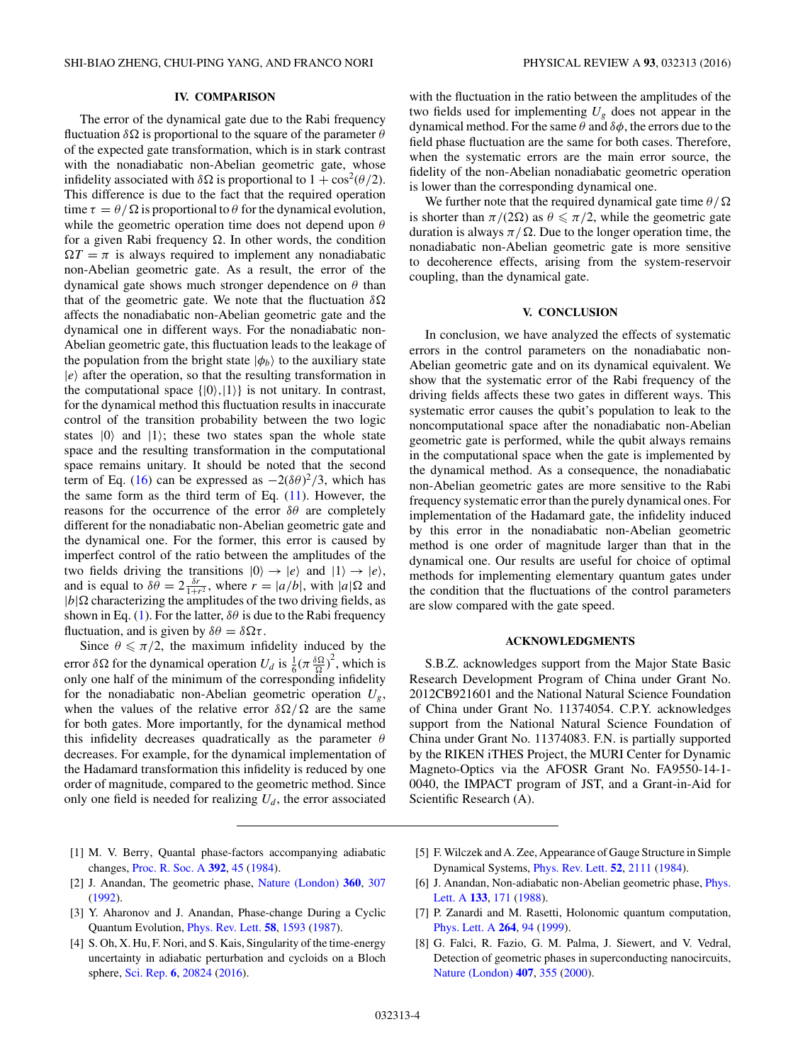## IV. COMPARISON

The error of the dynamical gate due to the Rabi frequency fluctuation $\delta\Omega$ is proportional to the square of the parameter $\theta$ of the expected gate transformation, which is in stark contrast with the nonadiabatic non-Abelian geometric gate, whose infidelity associated with $\delta\Omega$ is proportional to $1 + \cos^2(\theta/2)$. This difference is due to the fact that the required operation time $\tau = \theta/\Omega$ is proportional to $\theta$ for the dynamical evolution, while the geometric operation time does not depend upon $\theta$ for a given Rabi frequency $\Omega$. In other words, the condition $\Omega T = \pi$ is always required to implement any nonadiabatic non-Abelian geometric gate. As a result, the error of the dynamical gate shows much stronger dependence on $\theta$ than that of the geometric gate. We note that the fluctuation $\delta\Omega$ affects the nonadiabatic non-Abelian geometric gate and the dynamical one in different ways. For the nonadiabatic non-Abelian geometric gate, this fluctuation leads to the leakage of the population from the bright state $|\phi_b\rangle$ to the auxiliary state $|e\rangle$ after the operation, so that the resulting transformation in the computational space $\{|0\rangle,|1\rangle\}$ is not unitary. In contrast, for the dynamical method this fluctuation results in inaccurate control of the transition probability between the two logic states $|0\rangle$ and $|1\rangle$; these two states span the whole state space and the resulting transformation in the computational space remains unitary. It should be noted that the second term of Eq. (16) can be expressed as $-2(\delta\theta)^2/3$, which has the same form as the third term of Eq. (11). However, the reasons for the occurrence of the error $\delta\theta$ are completely different for the nonadiabatic non-Abelian geometric gate and the dynamical one. For the former, this error is caused by imperfect control of the ratio between the amplitudes of the two fields driving the transitions $|0\rangle \to |e\rangle$ and $|1\rangle \to |e\rangle$, and is equal to $\delta\theta = 2\frac{\delta r}{1+r^2}$, where $r = |a/b|$, with $|a|\Omega$ and $|b|\Omega$ characterizing the amplitudes of the two driving fields, as shown in Eq. (1). For the latter, $\delta\theta$ is due to the Rabi frequency fluctuation, and is given by $\delta\theta = \delta\Omega\tau$.

Since $\theta \leqslant \pi/2$, the maximum infidelity induced by the error $\delta\Omega$ for the dynamical operation $U_d$ is $\frac{1}{6}(\pi\frac{\delta\Omega}{\Omega})^2$, which is only one half of the minimum of the corresponding infidelity for the nonadiabatic non-Abelian geometric operation $U_g$, when the values of the relative error $\delta\Omega/\Omega$ are the same for both gates. More importantly, for the dynamical method this infidelity decreases quadratically as the parameter $\theta$ decreases. For example, for the dynamical implementation of the Hadamard transformation this infidelity is reduced by one order of magnitude, compared to the geometric method. Since only one field is needed for realizing $U_d$, the error associated with the fluctuation in the ratio between the amplitudes of the two fields used for implementing $U_g$ does not appear in the dynamical method. For the same $\theta$ and $\delta\phi$, the errors due to the field phase fluctuation are the same for both cases. Therefore, when the systematic errors are the main error source, the fidelity of the non-Abelian nonadiabatic geometric operation is lower than the corresponding dynamical one.

We further note that the required dynamical gate time $\theta/\Omega$ is shorter than $\pi/(2\Omega)$ as $\theta \leqslant \pi/2$, while the geometric gate duration is always $\pi/\Omega$. Due to the longer operation time, the nonadiabatic non-Abelian geometric gate is more sensitive to decoherence effects, arising from the system-reservoir coupling, than the dynamical gate.

## V. CONCLUSION

In conclusion, we have analyzed the effects of systematic errors in the control parameters on the nonadiabatic non-Abelian geometric gate and on its dynamical equivalent. We show that the systematic error of the Rabi frequency of the driving fields affects these two gates in different ways. This systematic error causes the qubit's population to leak to the noncomputational space after the nonadiabatic non-Abelian geometric gate is performed, while the qubit always remains in the computational space when the gate is implemented by the dynamical method. As a consequence, the nonadiabatic non-Abelian geometric gates are more sensitive to the Rabi frequency systematic error than the purely dynamical ones. For implementation of the Hadamard gate, the infidelity induced by this error in the nonadiabatic non-Abelian geometric method is one order of magnitude larger than that in the dynamical one. Our results are useful for choice of optimal methods for implementing elementary quantum gates under the condition that the fluctuations of the control parameters are slow compared with the gate speed.

## ACKNOWLEDGMENTS

S.B.Z. acknowledges support from the Major State Basic Research Development Program of China under Grant No. 2012CB921601 and the National Natural Science Foundation of China under Grant No. 11374054. C.P.Y. acknowledges support from the National Natural Science Foundation of China under Grant No. 11374083. F.N. is partially supported by the RIKEN iTHES Project, the MURI Center for Dynamic Magneto-Optics via the AFOSR Grant No. FA9550-14-1-0040, the IMPACT program of JST, and a Grant-in-Aid for Scientific Research (A).

---

[1] M. V. Berry, Quantal phase-factors accompanying adiabatic changes, Proc. R. Soc. A **392**, 45 (1984).

[2] J. Anandan, The geometric phase, Nature (London) **360**, 307 (1992).

[3] Y. Aharonov and J. Anandan, Phase-change During a Cyclic Quantum Evolution, Phys. Rev. Lett. **58**, 1593 (1987).

[4] S. Oh, X. Hu, F. Nori, and S. Kais, Singularity of the time-energy uncertainty in adiabatic perturbation and cycloids on a Bloch sphere, Sci. Rep. **6**, 20824 (2016).

[5] F. Wilczek and A. Zee, Appearance of Gauge Structure in Simple Dynamical Systems, Phys. Rev. Lett. **52**, 2111 (1984).

[6] J. Anandan, Non-adiabatic non-Abelian geometric phase, Phys. Lett. A **133**, 171 (1988).

[7] P. Zanardi and M. Rasetti, Holonomic quantum computation, Phys. Lett. A **264**, 94 (1999).

[8] G. Falci, R. Fazio, G. M. Palma, J. Siewert, and V. Vedral, Detection of geometric phases in superconducting nanocircuits, Nature (London) **407**, 355 (2000).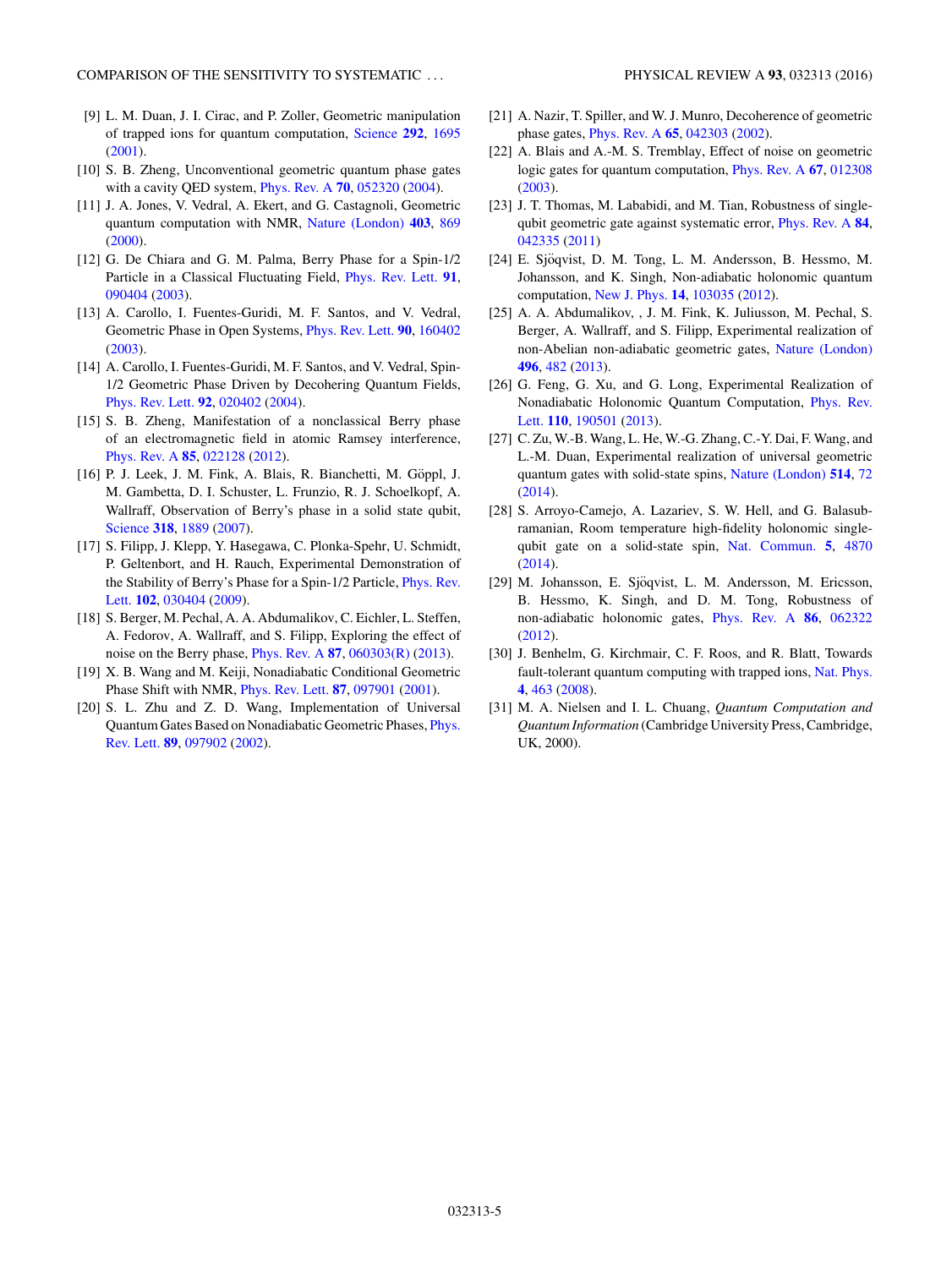[9] L. M. Duan, J. I. Cirac, and P. Zoller, Geometric manipulation of trapped ions for quantum computation, Science **292**, 1695 (2001).

[10] S. B. Zheng, Unconventional geometric quantum phase gates with a cavity QED system, Phys. Rev. A **70**, 052320 (2004).

[11] J. A. Jones, V. Vedral, A. Ekert, and G. Castagnoli, Geometric quantum computation with NMR, Nature (London) **403**, 869 (2000).

[12] G. De Chiara and G. M. Palma, Berry Phase for a Spin-1/2 Particle in a Classical Fluctuating Field, Phys. Rev. Lett. **91**, 090404 (2003).

[13] A. Carollo, I. Fuentes-Guridi, M. F. Santos, and V. Vedral, Geometric Phase in Open Systems, Phys. Rev. Lett. **90**, 160402 (2003).

[14] A. Carollo, I. Fuentes-Guridi, M. F. Santos, and V. Vedral, Spin-1/2 Geometric Phase Driven by Decohering Quantum Fields, Phys. Rev. Lett. **92**, 020402 (2004).

[15] S. B. Zheng, Manifestation of a nonclassical Berry phase of an electromagnetic field in atomic Ramsey interference, Phys. Rev. A **85**, 022128 (2012).

[16] P. J. Leek, J. M. Fink, A. Blais, R. Bianchetti, M. Göppl, J. M. Gambetta, D. I. Schuster, L. Frunzio, R. J. Schoelkopf, A. Wallraff, Observation of Berry's phase in a solid state qubit, Science **318**, 1889 (2007).

[17] S. Filipp, J. Klepp, Y. Hasegawa, C. Plonka-Spehr, U. Schmidt, P. Geltenbort, and H. Rauch, Experimental Demonstration of the Stability of Berry's Phase for a Spin-1/2 Particle, Phys. Rev. Lett. **102**, 030404 (2009).

[18] S. Berger, M. Pechal, A. A. Abdumalikov, C. Eichler, L. Steffen, A. Fedorov, A. Wallraff, and S. Filipp, Exploring the effect of noise on the Berry phase, Phys. Rev. A **87**, 060303(R) (2013).

[19] X. B. Wang and M. Keiji, Nonadiabatic Conditional Geometric Phase Shift with NMR, Phys. Rev. Lett. **87**, 097901 (2001).

[20] S. L. Zhu and Z. D. Wang, Implementation of Universal Quantum Gates Based on Nonadiabatic Geometric Phases, Phys. Rev. Lett. **89**, 097902 (2002).

[21] A. Nazir, T. Spiller, and W. J. Munro, Decoherence of geometric phase gates, Phys. Rev. A **65**, 042303 (2002).

[22] A. Blais and A.-M. S. Tremblay, Effect of noise on geometric logic gates for quantum computation, Phys. Rev. A **67**, 012308 (2003).

[23] J. T. Thomas, M. Lababidi, and M. Tian, Robustness of single-qubit geometric gate against systematic error, Phys. Rev. A **84**, 042335 (2011)

[24] E. Sjöqvist, D. M. Tong, L. M. Andersson, B. Hessmo, M. Johansson, and K. Singh, Non-adiabatic holonomic quantum computation, New J. Phys. **14**, 103035 (2012).

[25] A. A. Abdumalikov, , J. M. Fink, K. Juliusson, M. Pechal, S. Berger, A. Wallraff, and S. Filipp, Experimental realization of non-Abelian non-adiabatic geometric gates, Nature (London) **496**, 482 (2013).

[26] G. Feng, G. Xu, and G. Long, Experimental Realization of Nonadiabatic Holonomic Quantum Computation, Phys. Rev. Lett. **110**, 190501 (2013).

[27] C. Zu, W.-B. Wang, L. He, W.-G. Zhang, C.-Y. Dai, F. Wang, and L.-M. Duan, Experimental realization of universal geometric quantum gates with solid-state spins, Nature (London) **514**, 72 (2014).

[28] S. Arroyo-Camejo, A. Lazariev, S. W. Hell, and G. Balasubramanian, Room temperature high-fidelity holonomic single-qubit gate on a solid-state spin, Nat. Commun. **5**, 4870 (2014).

[29] M. Johansson, E. Sjöqvist, L. M. Andersson, M. Ericsson, B. Hessmo, K. Singh, and D. M. Tong, Robustness of non-adiabatic holonomic gates, Phys. Rev. A **86**, 062322 (2012).

[30] J. Benhelm, G. Kirchmair, C. F. Roos, and R. Blatt, Towards fault-tolerant quantum computing with trapped ions, Nat. Phys. **4**, 463 (2008).

[31] M. A. Nielsen and I. L. Chuang, *Quantum Computation and Quantum Information* (Cambridge University Press, Cambridge, UK, 2000).